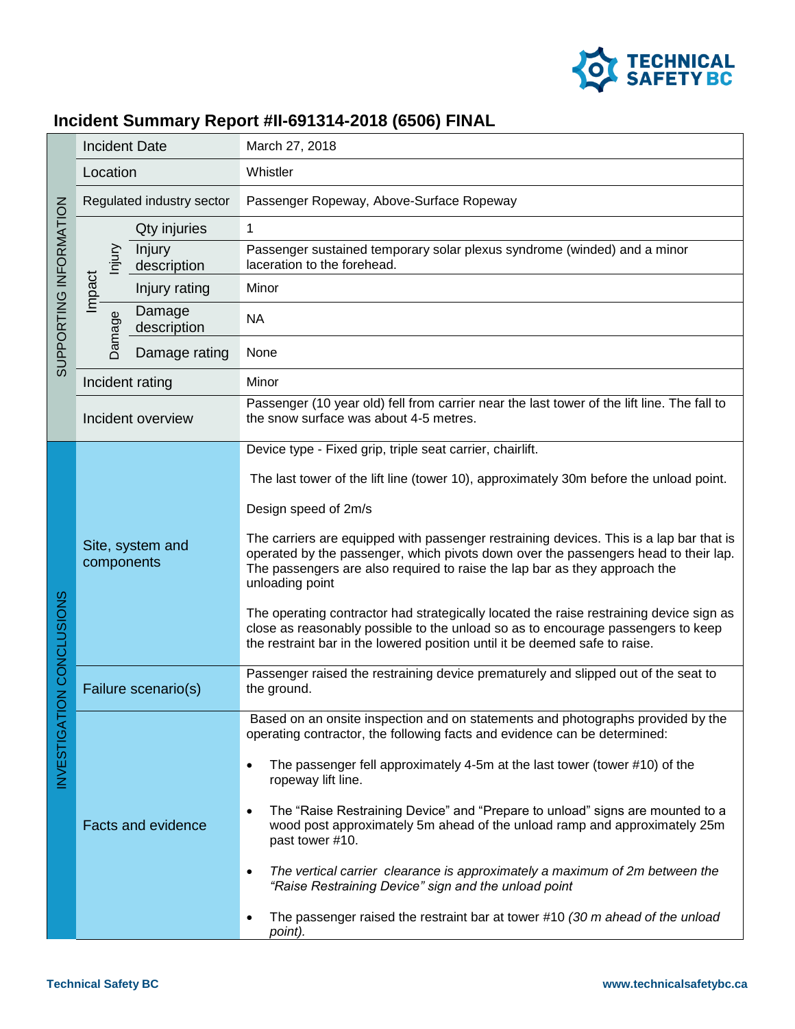# Incident Summary Report #II-691314-2018 (6506) FINAL

| | | | |
|---|---|---|---|
| SUPPORTING INFORMATION | Incident Date | | March 27, 2018 |
| | Location | | Whistler |
| | Regulated industry sector | | Passenger Ropeway, Above-Surface Ropeway |
| | Impact – Injury | Qty injuries | 1 |
| | | Injury description | Passenger sustained temporary solar plexus syndrome (winded) and a minor laceration to the forehead. |
| | | Injury rating | Minor |
| | Impact – Damage | Damage description | NA |
| | | Damage rating | None |
| | Incident rating | | Minor |
| | Incident overview | | Passenger (10 year old) fell from carrier near the last tower of the lift line. The fall to the snow surface was about 4-5 metres. |
| INVESTIGATION CONCLUSIONS | Site, system and components | | Device type - Fixed grip, triple seat carrier, chairlift.<br><br>The last tower of the lift line (tower 10), approximately 30m before the unload point.<br><br>Design speed of 2m/s<br><br>The carriers are equipped with passenger restraining devices. This is a lap bar that is operated by the passenger, which pivots down over the passengers head to their lap. The passengers are also required to raise the lap bar as they approach the unloading point<br><br>The operating contractor had strategically located the raise restraining device sign as close as reasonably possible to the unload so as to encourage passengers to keep the restraint bar in the lowered position until it be deemed safe to raise. |
| | Failure scenario(s) | | Passenger raised the restraining device prematurely and slipped out of the seat to the ground. |
| | Facts and evidence | | Based on an onsite inspection and on statements and photographs provided by the operating contractor, the following facts and evidence can be determined:<br><br>• The passenger fell approximately 4-5m at the last tower (tower #10) of the ropeway lift line.<br><br>• The "Raise Restraining Device" and "Prepare to unload" signs are mounted to a wood post approximately 5m ahead of the unload ramp and approximately 25m past tower #10.<br><br>• *The vertical carrier clearance is approximately a maximum of 2m between the "Raise Restraining Device" sign and the unload point*<br><br>• The passenger raised the restraint bar at tower #10 *(30 m ahead of the unload point).* |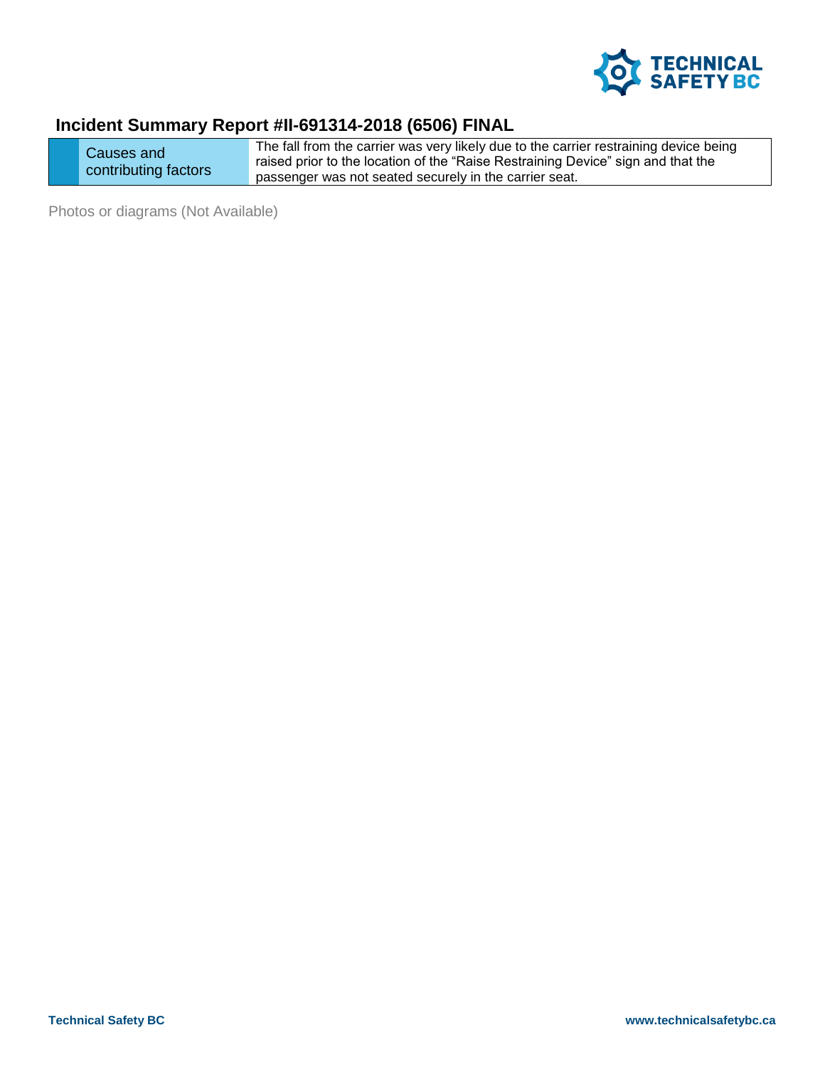# Incident Summary Report #II-691314-2018 (6506) FINAL

| | |
|---|---|
| Causes and contributing factors | The fall from the carrier was very likely due to the carrier restraining device being raised prior to the location of the "Raise Restraining Device" sign and that the passenger was not seated securely in the carrier seat. |

Photos or diagrams (Not Available)